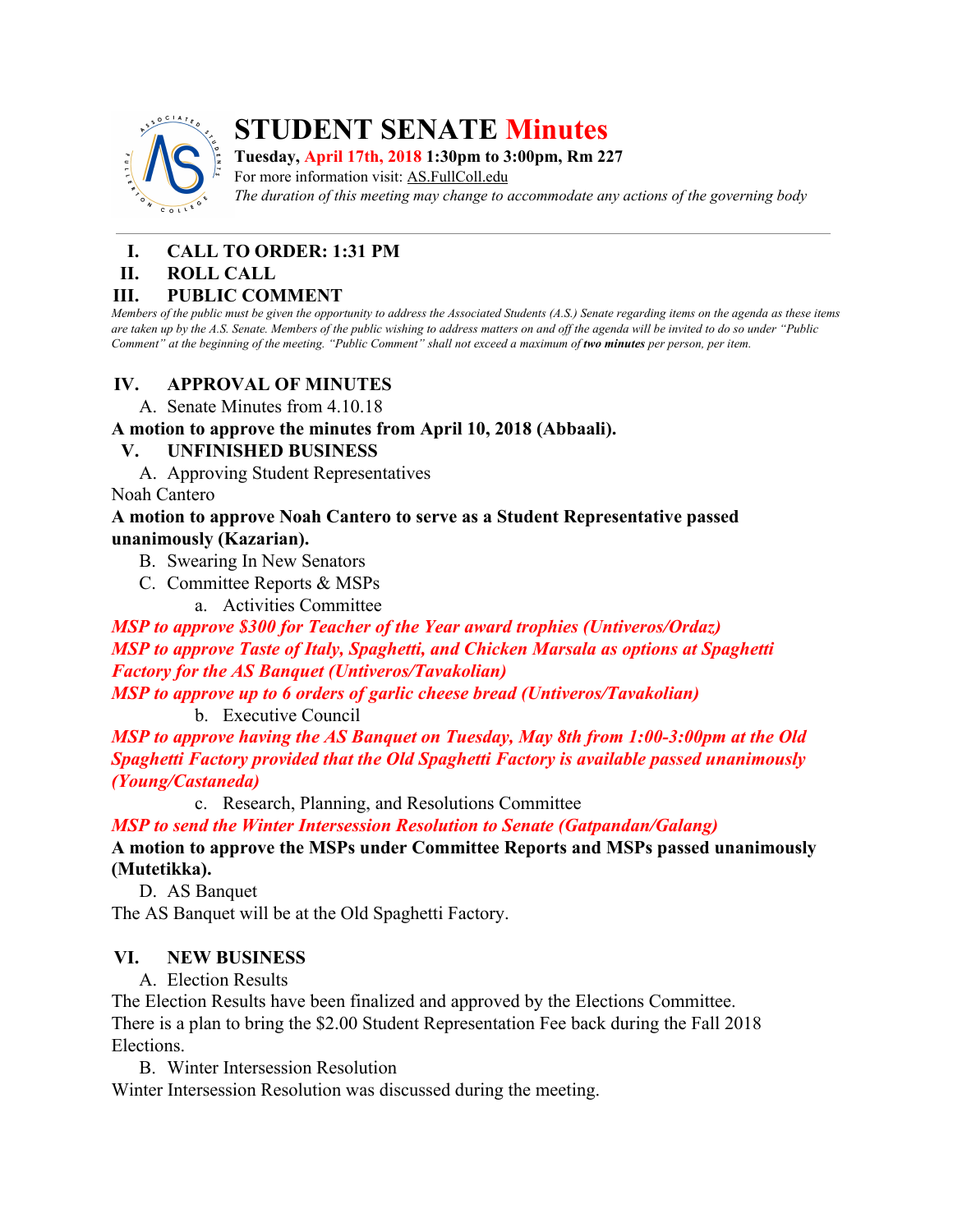# STUDENT SENATE Minutes

**Tuesday, April 17th, 2018 1:30pm to 3:00pm, Rm 227**
For more information visit: AS.FullColl.edu
*The duration of this meeting may change to accommodate any actions of the governing body*

---

## I. CALL TO ORDER: 1:31 PM

## II. ROLL CALL

## III. PUBLIC COMMENT

*Members of the public must be given the opportunity to address the Associated Students (A.S.) Senate regarding items on the agenda as these items are taken up by the A.S. Senate. Members of the public wishing to address matters on and off the agenda will be invited to do so under "Public Comment" at the beginning of the meeting. "Public Comment" shall not exceed a maximum of **two minutes** per person, per item.*

## IV. APPROVAL OF MINUTES

A. Senate Minutes from 4.10.18

**A motion to approve the minutes from April 10, 2018 (Abbaali).**

## V. UNFINISHED BUSINESS

A. Approving Student Representatives

Noah Cantero

**A motion to approve Noah Cantero to serve as a Student Representative passed unanimously (Kazarian).**

B. Swearing In New Senators

C. Committee Reports & MSPs

a. Activities Committee

***MSP to approve $300 for Teacher of the Year award trophies (Untiveros/Ordaz)***

***MSP to approve Taste of Italy, Spaghetti, and Chicken Marsala as options at Spaghetti Factory for the AS Banquet (Untiveros/Tavakolian)***

***MSP to approve up to 6 orders of garlic cheese bread (Untiveros/Tavakolian)***

b. Executive Council

***MSP to approve having the AS Banquet on Tuesday, May 8th from 1:00-3:00pm at the Old Spaghetti Factory provided that the Old Spaghetti Factory is available passed unanimously (Young/Castaneda)***

c. Research, Planning, and Resolutions Committee

***MSP to send the Winter Intersession Resolution to Senate (Gatpandan/Galang)***

**A motion to approve the MSPs under Committee Reports and MSPs passed unanimously (Mutetikka).**

D. AS Banquet

The AS Banquet will be at the Old Spaghetti Factory.

## VI. NEW BUSINESS

A. Election Results

The Election Results have been finalized and approved by the Elections Committee. There is a plan to bring the $2.00 Student Representation Fee back during the Fall 2018 Elections.

B. Winter Intersession Resolution

Winter Intersession Resolution was discussed during the meeting.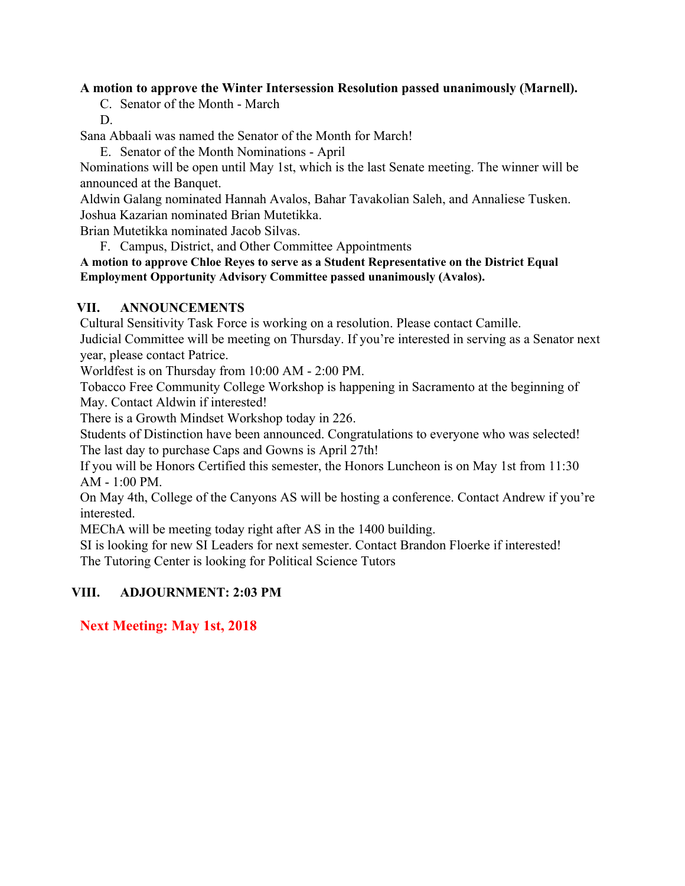**A motion to approve the Winter Intersession Resolution passed unanimously (Marnell).**

C. Senator of the Month - March

D.

Sana Abbaali was named the Senator of the Month for March!

E. Senator of the Month Nominations - April

Nominations will be open until May 1st, which is the last Senate meeting. The winner will be announced at the Banquet.

Aldwin Galang nominated Hannah Avalos, Bahar Tavakolian Saleh, and Annaliese Tusken.
Joshua Kazarian nominated Brian Mutetikka.
Brian Mutetikka nominated Jacob Silvas.

F. Campus, District, and Other Committee Appointments

**A motion to approve Chloe Reyes to serve as a Student Representative on the District Equal Employment Opportunity Advisory Committee passed unanimously (Avalos).**

## VII. ANNOUNCEMENTS

Cultural Sensitivity Task Force is working on a resolution. Please contact Camille.
Judicial Committee will be meeting on Thursday. If you're interested in serving as a Senator next year, please contact Patrice.
Worldfest is on Thursday from 10:00 AM - 2:00 PM.
Tobacco Free Community College Workshop is happening in Sacramento at the beginning of May. Contact Aldwin if interested!
There is a Growth Mindset Workshop today in 226.
Students of Distinction have been announced. Congratulations to everyone who was selected!
The last day to purchase Caps and Gowns is April 27th!
If you will be Honors Certified this semester, the Honors Luncheon is on May 1st from 11:30 AM - 1:00 PM.
On May 4th, College of the Canyons AS will be hosting a conference. Contact Andrew if you're interested.
MEChA will be meeting today right after AS in the 1400 building.
SI is looking for new SI Leaders for next semester. Contact Brandon Floerke if interested!
The Tutoring Center is looking for Political Science Tutors

## VIII. ADJOURNMENT: 2:03 PM

**Next Meeting: May 1st, 2018**